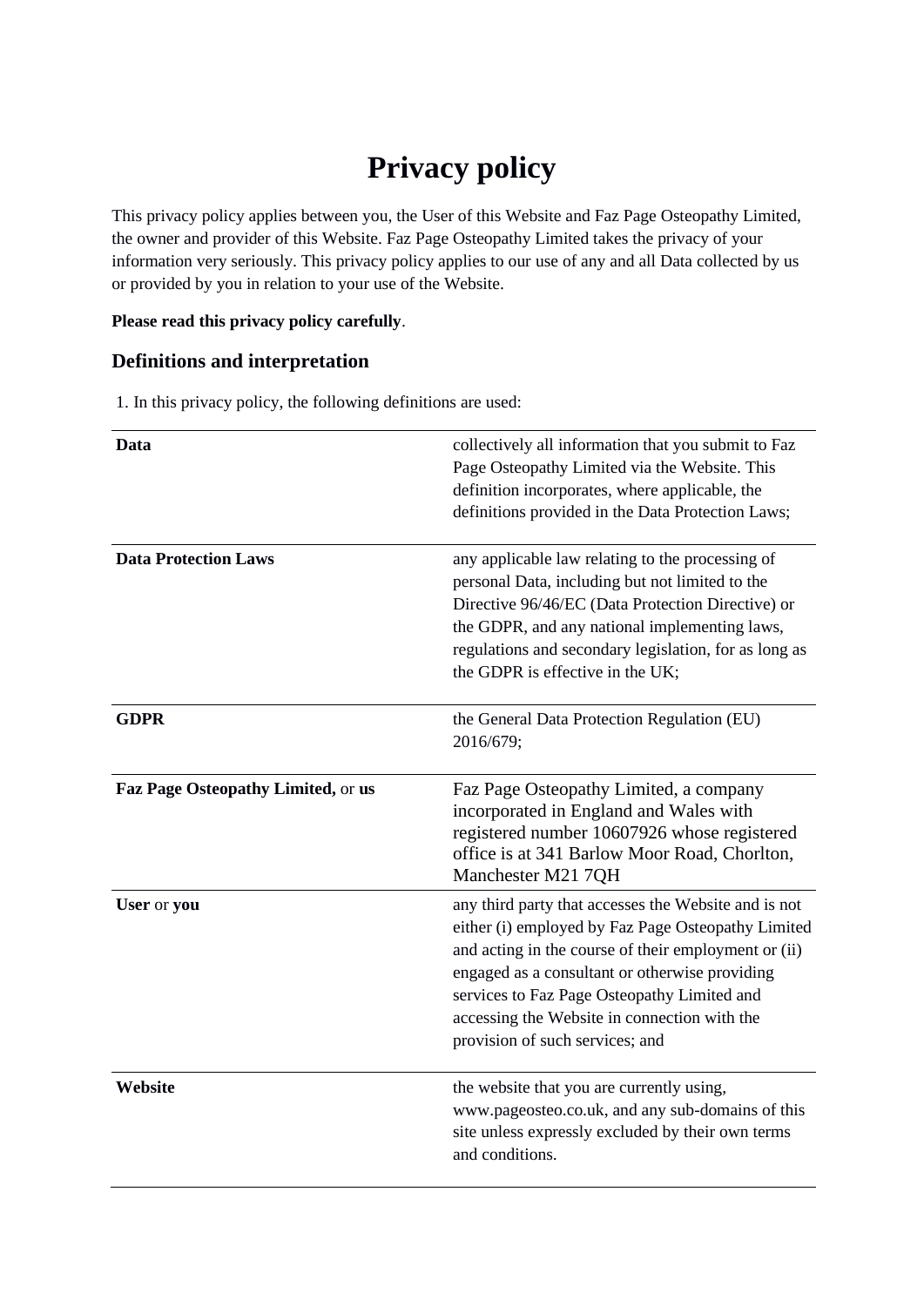# Privacy policy

This privacy policy applies between you, the User of this Website and Faz Page Osteopathy Limited, the owner and provider of this Website. Faz Page Osteopathy Limited takes the privacy of your information very seriously. This privacy policy applies to our use of any and all Data collected by us or provided by you in relation to your use of the Website.

**Please read this privacy policy carefully**.

## Definitions and interpretation

1. In this privacy policy, the following definitions are used:

| | |
|---|---|
| **Data** | collectively all information that you submit to Faz Page Osteopathy Limited via the Website. This definition incorporates, where applicable, the definitions provided in the Data Protection Laws; |
| **Data Protection Laws** | any applicable law relating to the processing of personal Data, including but not limited to the Directive 96/46/EC (Data Protection Directive) or the GDPR, and any national implementing laws, regulations and secondary legislation, for as long as the GDPR is effective in the UK; |
| **GDPR** | the General Data Protection Regulation (EU) 2016/679; |
| **Faz Page Osteopathy Limited,** or **us** | Faz Page Osteopathy Limited, a company incorporated in England and Wales with registered number 10607926 whose registered office is at 341 Barlow Moor Road, Chorlton, Manchester M21 7QH |
| **User** or **you** | any third party that accesses the Website and is not either (i) employed by Faz Page Osteopathy Limited and acting in the course of their employment or (ii) engaged as a consultant or otherwise providing services to Faz Page Osteopathy Limited and accessing the Website in connection with the provision of such services; and |
| **Website** | the website that you are currently using, www.pageosteo.co.uk, and any sub-domains of this site unless expressly excluded by their own terms and conditions. |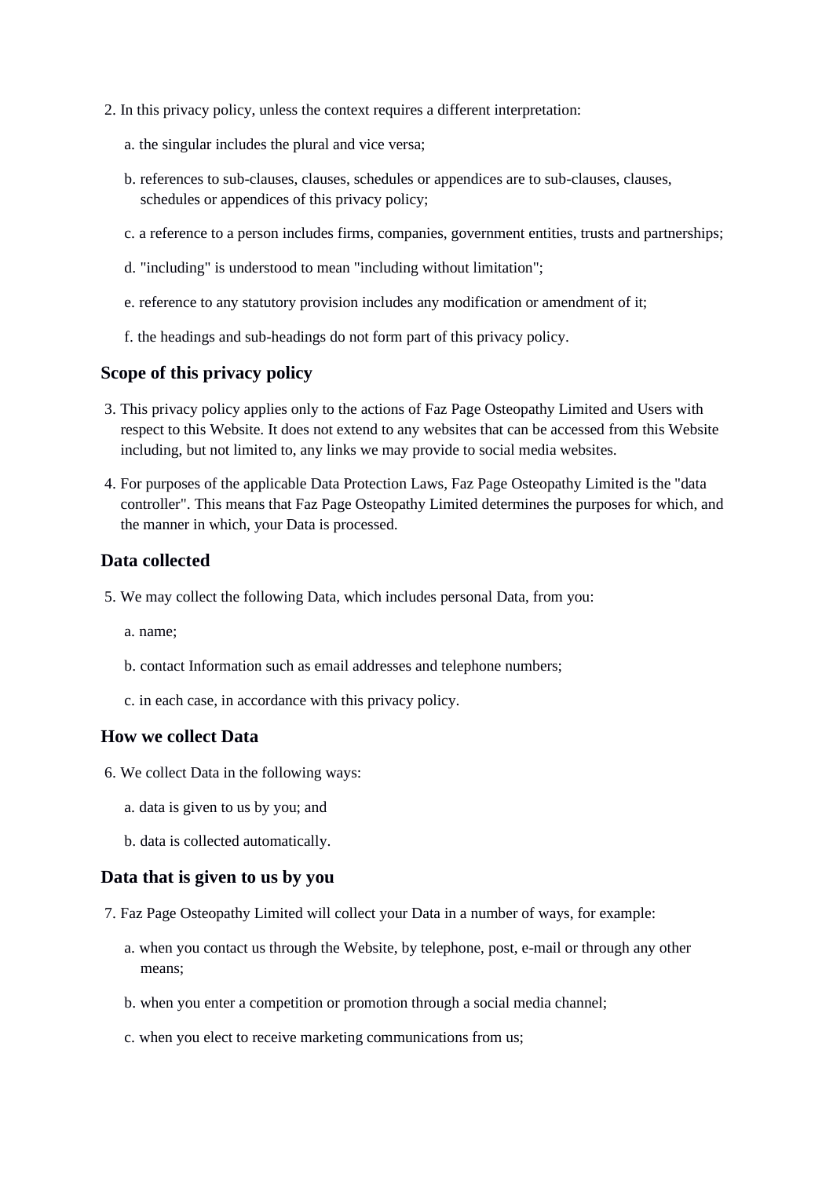2. In this privacy policy, unless the context requires a different interpretation:

   a. the singular includes the plural and vice versa;

   b. references to sub-clauses, clauses, schedules or appendices are to sub-clauses, clauses, schedules or appendices of this privacy policy;

   c. a reference to a person includes firms, companies, government entities, trusts and partnerships;

   d. "including" is understood to mean "including without limitation";

   e. reference to any statutory provision includes any modification or amendment of it;

   f. the headings and sub-headings do not form part of this privacy policy.

### Scope of this privacy policy

3. This privacy policy applies only to the actions of Faz Page Osteopathy Limited and Users with respect to this Website. It does not extend to any websites that can be accessed from this Website including, but not limited to, any links we may provide to social media websites.

4. For purposes of the applicable Data Protection Laws, Faz Page Osteopathy Limited is the "data controller". This means that Faz Page Osteopathy Limited determines the purposes for which, and the manner in which, your Data is processed.

### Data collected

5. We may collect the following Data, which includes personal Data, from you:

   a. name;

   b. contact Information such as email addresses and telephone numbers;

   c. in each case, in accordance with this privacy policy.

### How we collect Data

6. We collect Data in the following ways:

   a. data is given to us by you; and

   b. data is collected automatically.

### Data that is given to us by you

7. Faz Page Osteopathy Limited will collect your Data in a number of ways, for example:

   a. when you contact us through the Website, by telephone, post, e-mail or through any other means;

   b. when you enter a competition or promotion through a social media channel;

   c. when you elect to receive marketing communications from us;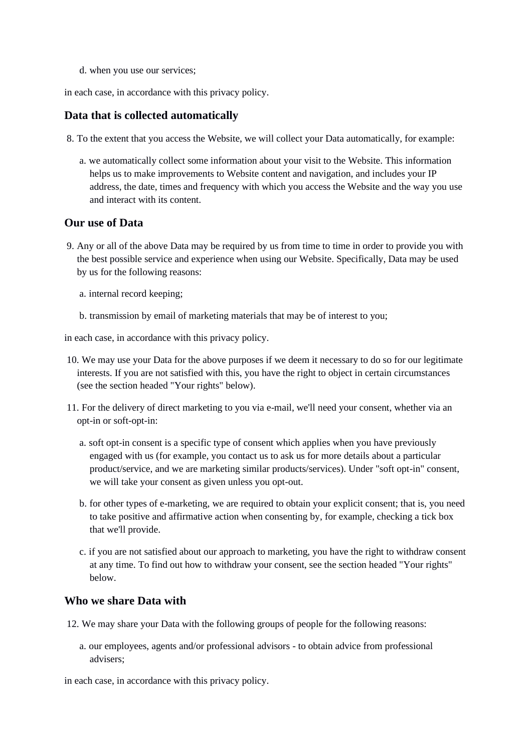d. when you use our services;

in each case, in accordance with this privacy policy.

### Data that is collected automatically

8. To the extent that you access the Website, we will collect your Data automatically, for example:

   a. we automatically collect some information about your visit to the Website. This information helps us to make improvements to Website content and navigation, and includes your IP address, the date, times and frequency with which you access the Website and the way you use and interact with its content.

### Our use of Data

9. Any or all of the above Data may be required by us from time to time in order to provide you with the best possible service and experience when using our Website. Specifically, Data may be used by us for the following reasons:

   a. internal record keeping;

   b. transmission by email of marketing materials that may be of interest to you;

in each case, in accordance with this privacy policy.

10. We may use your Data for the above purposes if we deem it necessary to do so for our legitimate interests. If you are not satisfied with this, you have the right to object in certain circumstances (see the section headed "Your rights" below).

11. For the delivery of direct marketing to you via e-mail, we'll need your consent, whether via an opt-in or soft-opt-in:

   a. soft opt-in consent is a specific type of consent which applies when you have previously engaged with us (for example, you contact us to ask us for more details about a particular product/service, and we are marketing similar products/services). Under "soft opt-in" consent, we will take your consent as given unless you opt-out.

   b. for other types of e-marketing, we are required to obtain your explicit consent; that is, you need to take positive and affirmative action when consenting by, for example, checking a tick box that we'll provide.

   c. if you are not satisfied about our approach to marketing, you have the right to withdraw consent at any time. To find out how to withdraw your consent, see the section headed "Your rights" below.

### Who we share Data with

12. We may share your Data with the following groups of people for the following reasons:

   a. our employees, agents and/or professional advisors - to obtain advice from professional advisers;

in each case, in accordance with this privacy policy.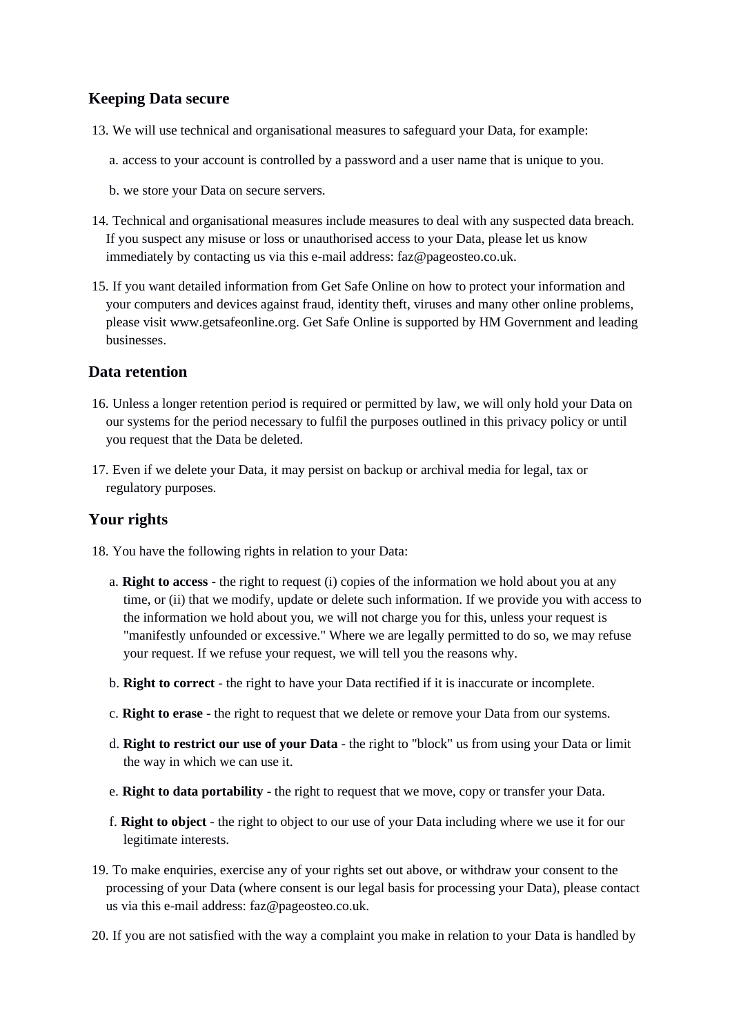## Keeping Data secure

13. We will use technical and organisational measures to safeguard your Data, for example:

    a. access to your account is controlled by a password and a user name that is unique to you.

    b. we store your Data on secure servers.

14. Technical and organisational measures include measures to deal with any suspected data breach. If you suspect any misuse or loss or unauthorised access to your Data, please let us know immediately by contacting us via this e-mail address: faz@pageosteo.co.uk.

15. If you want detailed information from Get Safe Online on how to protect your information and your computers and devices against fraud, identity theft, viruses and many other online problems, please visit www.getsafeonline.org. Get Safe Online is supported by HM Government and leading businesses.

## Data retention

16. Unless a longer retention period is required or permitted by law, we will only hold your Data on our systems for the period necessary to fulfil the purposes outlined in this privacy policy or until you request that the Data be deleted.

17. Even if we delete your Data, it may persist on backup or archival media for legal, tax or regulatory purposes.

## Your rights

18. You have the following rights in relation to your Data:

    a. **Right to access** - the right to request (i) copies of the information we hold about you at any time, or (ii) that we modify, update or delete such information. If we provide you with access to the information we hold about you, we will not charge you for this, unless your request is "manifestly unfounded or excessive." Where we are legally permitted to do so, we may refuse your request. If we refuse your request, we will tell you the reasons why.

    b. **Right to correct** - the right to have your Data rectified if it is inaccurate or incomplete.

    c. **Right to erase** - the right to request that we delete or remove your Data from our systems.

    d. **Right to restrict our use of your Data** - the right to "block" us from using your Data or limit the way in which we can use it.

    e. **Right to data portability** - the right to request that we move, copy or transfer your Data.

    f. **Right to object** - the right to object to our use of your Data including where we use it for our legitimate interests.

19. To make enquiries, exercise any of your rights set out above, or withdraw your consent to the processing of your Data (where consent is our legal basis for processing your Data), please contact us via this e-mail address: faz@pageosteo.co.uk.

20. If you are not satisfied with the way a complaint you make in relation to your Data is handled by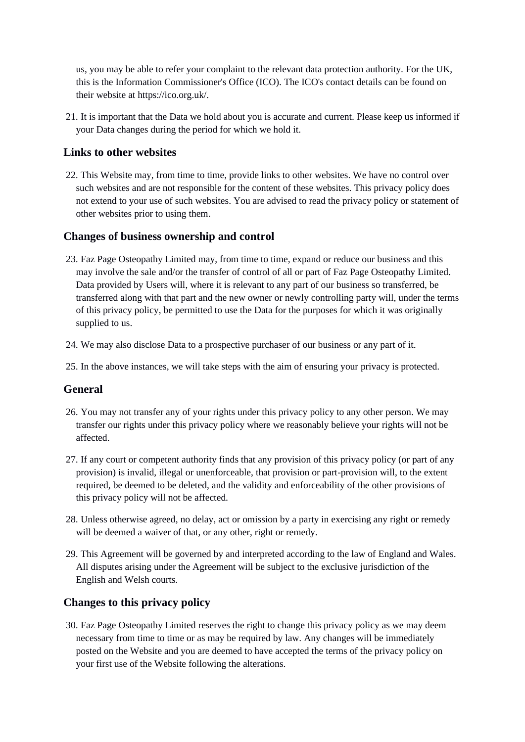us, you may be able to refer your complaint to the relevant data protection authority. For the UK, this is the Information Commissioner's Office (ICO). The ICO's contact details can be found on their website at https://ico.org.uk/.

21. It is important that the Data we hold about you is accurate and current. Please keep us informed if your Data changes during the period for which we hold it.

## Links to other websites

22. This Website may, from time to time, provide links to other websites. We have no control over such websites and are not responsible for the content of these websites. This privacy policy does not extend to your use of such websites. You are advised to read the privacy policy or statement of other websites prior to using them.

## Changes of business ownership and control

23. Faz Page Osteopathy Limited may, from time to time, expand or reduce our business and this may involve the sale and/or the transfer of control of all or part of Faz Page Osteopathy Limited. Data provided by Users will, where it is relevant to any part of our business so transferred, be transferred along with that part and the new owner or newly controlling party will, under the terms of this privacy policy, be permitted to use the Data for the purposes for which it was originally supplied to us.

24. We may also disclose Data to a prospective purchaser of our business or any part of it.

25. In the above instances, we will take steps with the aim of ensuring your privacy is protected.

## General

26. You may not transfer any of your rights under this privacy policy to any other person. We may transfer our rights under this privacy policy where we reasonably believe your rights will not be affected.

27. If any court or competent authority finds that any provision of this privacy policy (or part of any provision) is invalid, illegal or unenforceable, that provision or part-provision will, to the extent required, be deemed to be deleted, and the validity and enforceability of the other provisions of this privacy policy will not be affected.

28. Unless otherwise agreed, no delay, act or omission by a party in exercising any right or remedy will be deemed a waiver of that, or any other, right or remedy.

29. This Agreement will be governed by and interpreted according to the law of England and Wales. All disputes arising under the Agreement will be subject to the exclusive jurisdiction of the English and Welsh courts.

## Changes to this privacy policy

30. Faz Page Osteopathy Limited reserves the right to change this privacy policy as we may deem necessary from time to time or as may be required by law. Any changes will be immediately posted on the Website and you are deemed to have accepted the terms of the privacy policy on your first use of the Website following the alterations.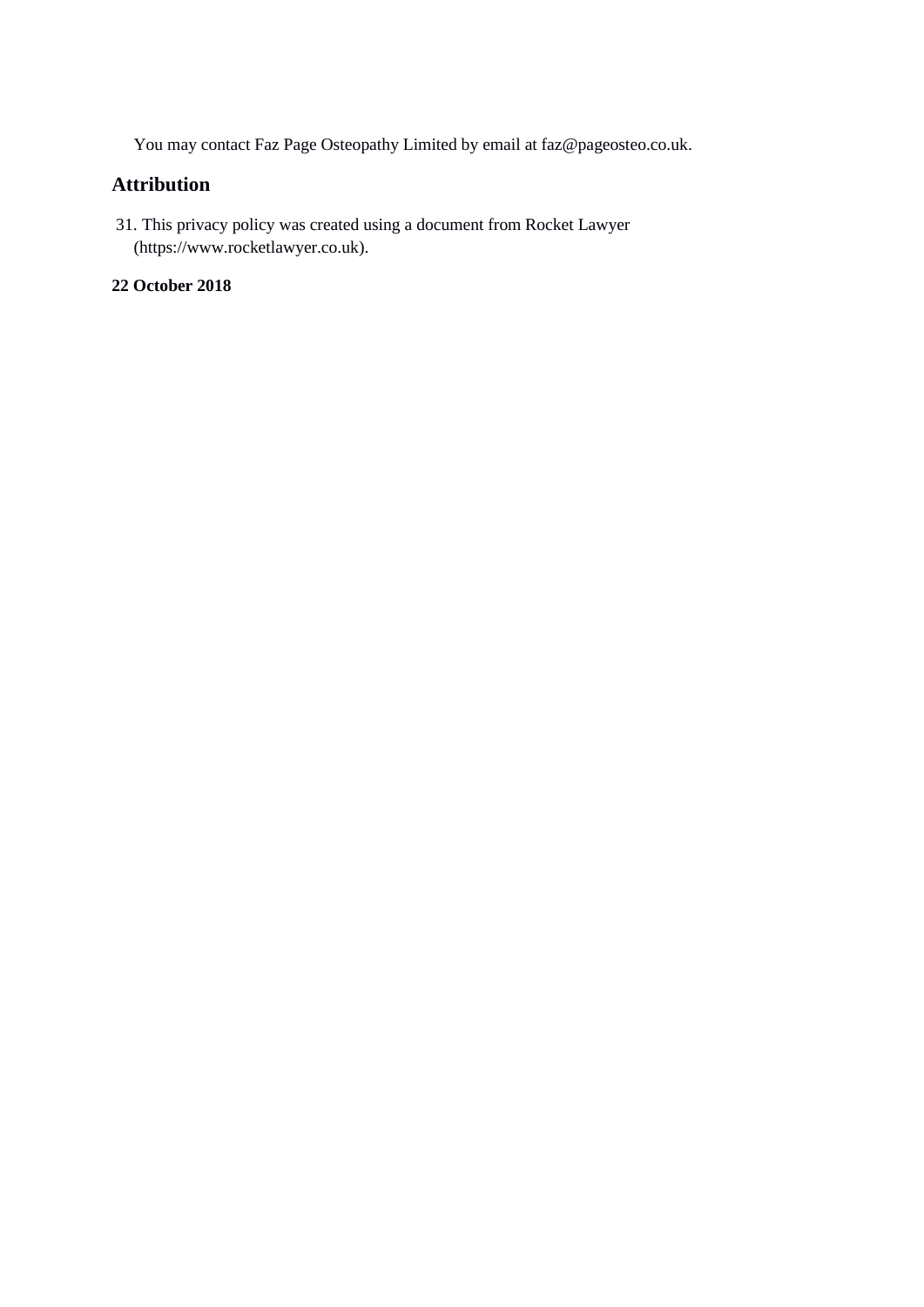You may contact Faz Page Osteopathy Limited by email at faz@pageosteo.co.uk.

## Attribution

31. This privacy policy was created using a document from Rocket Lawyer (https://www.rocketlawyer.co.uk).

**22 October 2018**